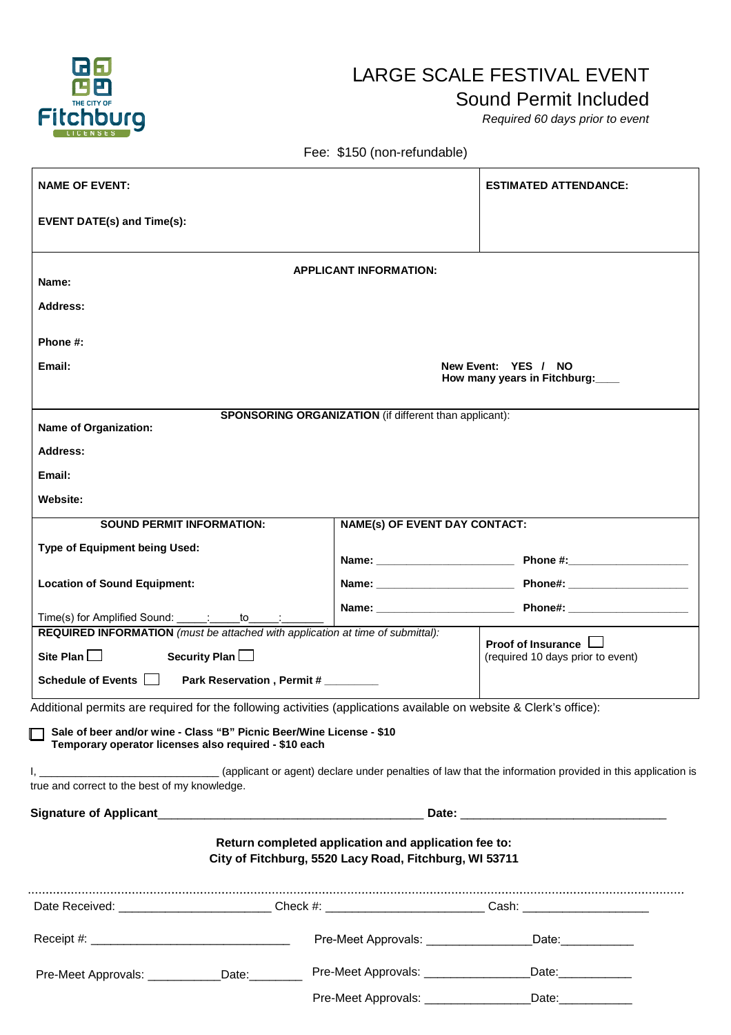THE CITY OF Fitchburg LICENSES

# LARGE SCALE FESTIVAL EVENT

## Sound Permit Included

*Required 60 days prior to event*

Fee: $150 (non-refundable)

| **NAME OF EVENT:** <br><br> **EVENT DATE(s) and Time(s):** | **ESTIMATED ATTENDANCE:** |
|---|---|

**APPLICANT INFORMATION:**

**Name:**

**Address:**

**Phone #:**

**Email:**

**New Event: YES / NO**
**How many years in Fitchburg:____**

**SPONSORING ORGANIZATION** (if different than applicant):

**Name of Organization:**

**Address:**

**Email:**

**Website:**

| **SOUND PERMIT INFORMATION:** | **NAME(S) OF EVENT DAY CONTACT:** |
|---|---|
| **Type of Equipment being Used:** | **Name:** ______________________ **Phone #:**____________________ |
| **Location of Sound Equipment:** | **Name:** ______________________ **Phone#:** ____________________ |
| Time(s) for Amplified Sound: _____:_____to_____:_______ | **Name:** ______________________ **Phone#:** ____________________ |

| **REQUIRED INFORMATION** *(must be attached with application at time of submittal):* | |
|---|---|
| **Site Plan** ☐ **Security Plan** ☐ | **Proof of Insurance** ☐ (required 10 days prior to event) |
| **Schedule of Events** ☐ **Park Reservation , Permit #** ________ | |

Additional permits are required for the following activities (applications available on website & Clerk's office):

☐ **Sale of beer and/or wine - Class "B" Picnic Beer/Wine License - $10**
**Temporary operator licenses also required - $10 each**

I, ____________________________ (applicant or agent) declare under penalties of law that the information provided in this application is true and correct to the best of my knowledge.

**Signature of Applicant**_______________________________________ **Date:** ______________________________

**Return completed application and application fee to:**
**City of Fitchburg, 5520 Lacy Road, Fitchburg, WI 53711**

---

Date Received: ______________________ Check #: ________________________ Cash: ___________________

Receipt #: ______________________________ Pre-Meet Approvals: _______________Date:___________

Pre-Meet Approvals: ___________Date:________ Pre-Meet Approvals: _______________Date:___________

Pre-Meet Approvals: _______________Date:___________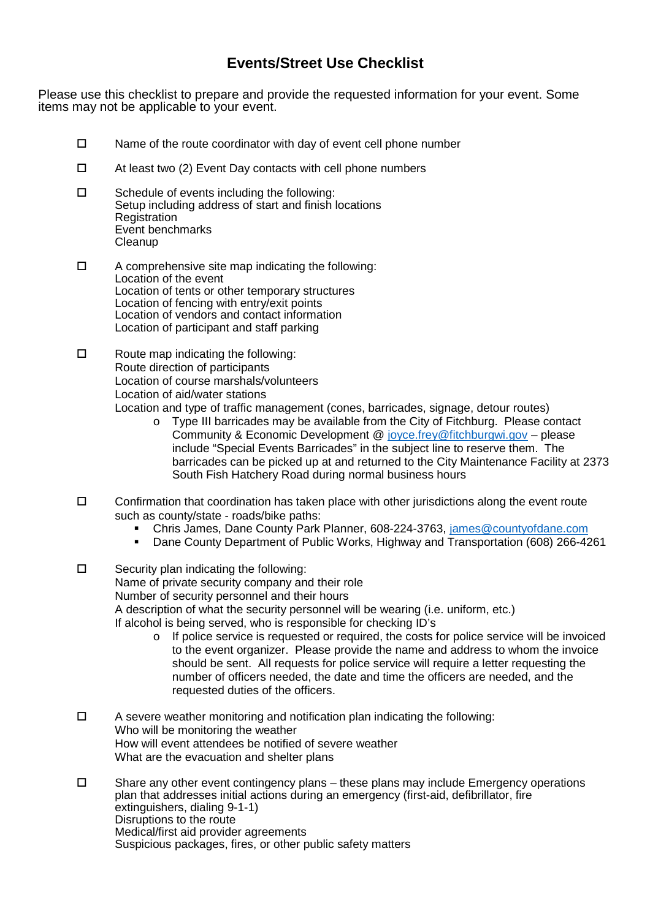# Events/Street Use Checklist

Please use this checklist to prepare and provide the requested information for your event. Some items may not be applicable to your event.

- ☐ Name of the route coordinator with day of event cell phone number

- ☐ At least two (2) Event Day contacts with cell phone numbers

- ☐ Schedule of events including the following:
  Setup including address of start and finish locations
  Registration
  Event benchmarks
  Cleanup

- ☐ A comprehensive site map indicating the following:
  Location of the event
  Location of tents or other temporary structures
  Location of fencing with entry/exit points
  Location of vendors and contact information
  Location of participant and staff parking

- ☐ Route map indicating the following:
  Route direction of participants
  Location of course marshals/volunteers
  Location of aid/water stations
  Location and type of traffic management (cones, barricades, signage, detour routes)
  - Type III barricades may be available from the City of Fitchburg. Please contact Community & Economic Development @ joyce.frey@fitchburgwi.gov – please include "Special Events Barricades" in the subject line to reserve them. The barricades can be picked up at and returned to the City Maintenance Facility at 2373 South Fish Hatchery Road during normal business hours

- ☐ Confirmation that coordination has taken place with other jurisdictions along the event route such as county/state - roads/bike paths:
  - Chris James, Dane County Park Planner, 608-224-3763, james@countyofdane.com
  - Dane County Department of Public Works, Highway and Transportation (608) 266-4261

- ☐ Security plan indicating the following:
  Name of private security company and their role
  Number of security personnel and their hours
  A description of what the security personnel will be wearing (i.e. uniform, etc.)
  If alcohol is being served, who is responsible for checking ID's
  - If police service is requested or required, the costs for police service will be invoiced to the event organizer. Please provide the name and address to whom the invoice should be sent. All requests for police service will require a letter requesting the number of officers needed, the date and time the officers are needed, and the requested duties of the officers.

- ☐ A severe weather monitoring and notification plan indicating the following:
  Who will be monitoring the weather
  How will event attendees be notified of severe weather
  What are the evacuation and shelter plans

- ☐ Share any other event contingency plans – these plans may include Emergency operations plan that addresses initial actions during an emergency (first-aid, defibrillator, fire extinguishers, dialing 9-1-1)
  Disruptions to the route
  Medical/first aid provider agreements
  Suspicious packages, fires, or other public safety matters